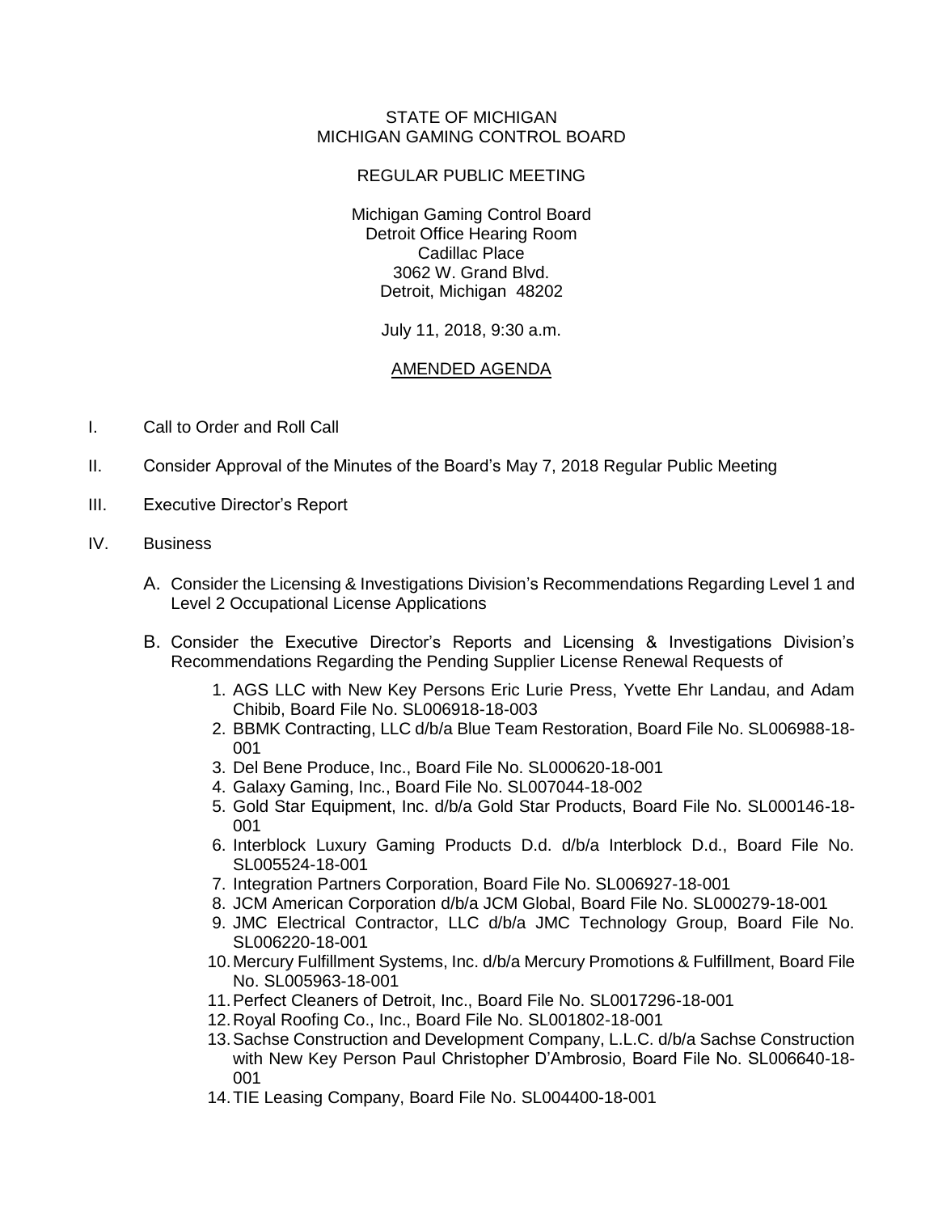STATE OF MICHIGAN
MICHIGAN GAMING CONTROL BOARD

REGULAR PUBLIC MEETING

Michigan Gaming Control Board
Detroit Office Hearing Room
Cadillac Place
3062 W. Grand Blvd.
Detroit, Michigan 48202

July 11, 2018, 9:30 a.m.

AMENDED AGENDA

I. Call to Order and Roll Call

II. Consider Approval of the Minutes of the Board's May 7, 2018 Regular Public Meeting

III. Executive Director's Report

IV. Business

A. Consider the Licensing & Investigations Division's Recommendations Regarding Level 1 and Level 2 Occupational License Applications

B. Consider the Executive Director's Reports and Licensing & Investigations Division's Recommendations Regarding the Pending Supplier License Renewal Requests of

1. AGS LLC with New Key Persons Eric Lurie Press, Yvette Ehr Landau, and Adam Chibib, Board File No. SL006918-18-003
2. BBMK Contracting, LLC d/b/a Blue Team Restoration, Board File No. SL006988-18-001
3. Del Bene Produce, Inc., Board File No. SL000620-18-001
4. Galaxy Gaming, Inc., Board File No. SL007044-18-002
5. Gold Star Equipment, Inc. d/b/a Gold Star Products, Board File No. SL000146-18-001
6. Interblock Luxury Gaming Products D.d. d/b/a Interblock D.d., Board File No. SL005524-18-001
7. Integration Partners Corporation, Board File No. SL006927-18-001
8. JCM American Corporation d/b/a JCM Global, Board File No. SL000279-18-001
9. JMC Electrical Contractor, LLC d/b/a JMC Technology Group, Board File No. SL006220-18-001
10. Mercury Fulfillment Systems, Inc. d/b/a Mercury Promotions & Fulfillment, Board File No. SL005963-18-001
11. Perfect Cleaners of Detroit, Inc., Board File No. SL0017296-18-001
12. Royal Roofing Co., Inc., Board File No. SL001802-18-001
13. Sachse Construction and Development Company, L.L.C. d/b/a Sachse Construction with New Key Person Paul Christopher D'Ambrosio, Board File No. SL006640-18-001
14. TIE Leasing Company, Board File No. SL004400-18-001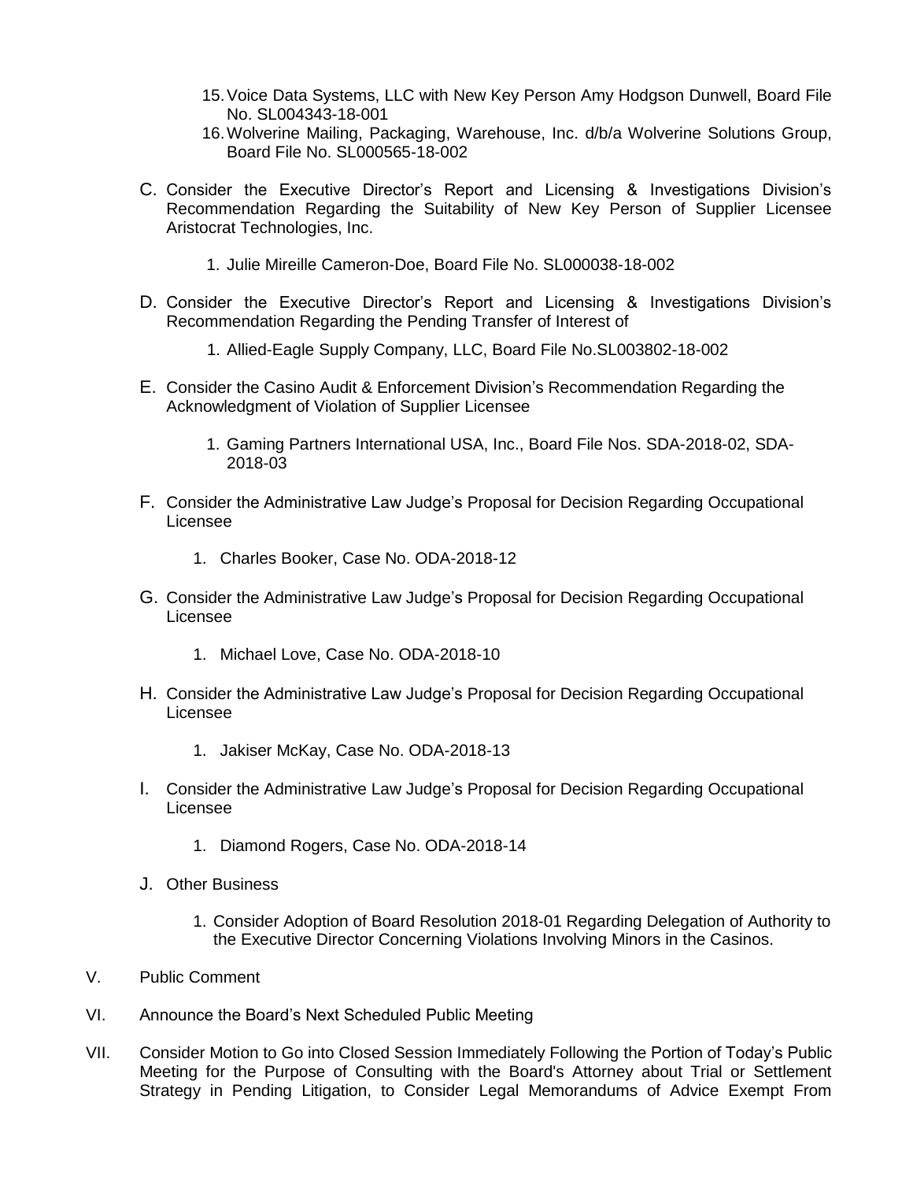15. Voice Data Systems, LLC with New Key Person Amy Hodgson Dunwell, Board File No. SL004343-18-001
16. Wolverine Mailing, Packaging, Warehouse, Inc. d/b/a Wolverine Solutions Group, Board File No. SL000565-18-002

C. Consider the Executive Director's Report and Licensing & Investigations Division's Recommendation Regarding the Suitability of New Key Person of Supplier Licensee Aristocrat Technologies, Inc.

   1. Julie Mireille Cameron-Doe, Board File No. SL000038-18-002

D. Consider the Executive Director's Report and Licensing & Investigations Division's Recommendation Regarding the Pending Transfer of Interest of

   1. Allied-Eagle Supply Company, LLC, Board File No.SL003802-18-002

E. Consider the Casino Audit & Enforcement Division's Recommendation Regarding the Acknowledgment of Violation of Supplier Licensee

   1. Gaming Partners International USA, Inc., Board File Nos. SDA-2018-02, SDA-2018-03

F. Consider the Administrative Law Judge's Proposal for Decision Regarding Occupational Licensee

   1. Charles Booker, Case No. ODA-2018-12

G. Consider the Administrative Law Judge's Proposal for Decision Regarding Occupational Licensee

   1. Michael Love, Case No. ODA-2018-10

H. Consider the Administrative Law Judge's Proposal for Decision Regarding Occupational Licensee

   1. Jakiser McKay, Case No. ODA-2018-13

I. Consider the Administrative Law Judge's Proposal for Decision Regarding Occupational Licensee

   1. Diamond Rogers, Case No. ODA-2018-14

J. Other Business

   1. Consider Adoption of Board Resolution 2018-01 Regarding Delegation of Authority to the Executive Director Concerning Violations Involving Minors in the Casinos.

V. Public Comment

VI. Announce the Board's Next Scheduled Public Meeting

VII. Consider Motion to Go into Closed Session Immediately Following the Portion of Today's Public Meeting for the Purpose of Consulting with the Board's Attorney about Trial or Settlement Strategy in Pending Litigation, to Consider Legal Memorandums of Advice Exempt From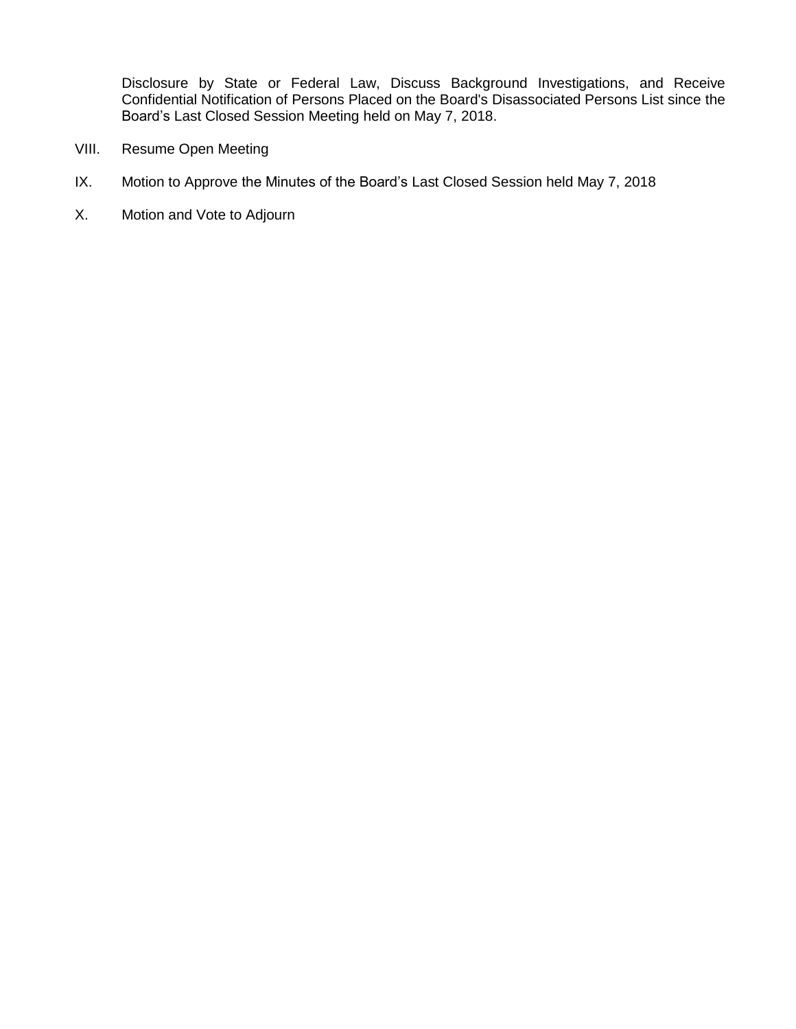Disclosure by State or Federal Law, Discuss Background Investigations, and Receive Confidential Notification of Persons Placed on the Board's Disassociated Persons List since the Board's Last Closed Session Meeting held on May 7, 2018.

VIII. Resume Open Meeting

IX. Motion to Approve the Minutes of the Board's Last Closed Session held May 7, 2018

X. Motion and Vote to Adjourn